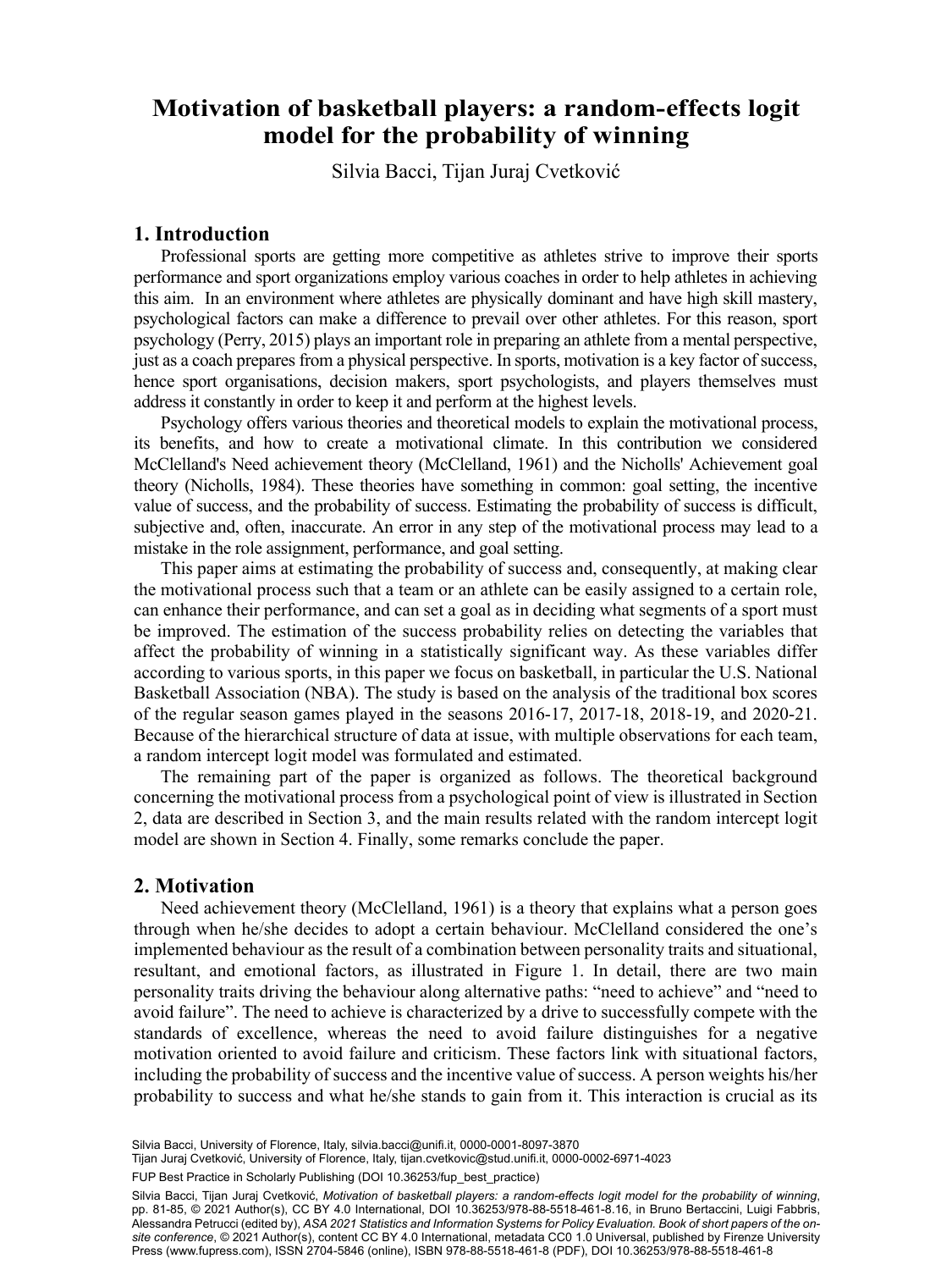# Motivation of basketball players: a random-effects logit model for the probability of winning

Silvia Bacci, Tijan Juraj Cvetković

## 1. Introduction

Professional sports are getting more competitive as athletes strive to improve their sports performance and sport organizations employ various coaches in order to help athletes in achieving this aim. In an environment where athletes are physically dominant and have high skill mastery, psychological factors can make a difference to prevail over other athletes. For this reason, sport psychology (Perry, 2015) plays an important role in preparing an athlete from a mental perspective, just as a coach prepares from a physical perspective. In sports, motivation is a key factor of success, hence sport organisations, decision makers, sport psychologists, and players themselves must address it constantly in order to keep it and perform at the highest levels.

Psychology offers various theories and theoretical models to explain the motivational process, its benefits, and how to create a motivational climate. In this contribution we considered McClelland's Need achievement theory (McClelland, 1961) and the Nicholls' Achievement goal theory (Nicholls, 1984). These theories have something in common: goal setting, the incentive value of success, and the probability of success. Estimating the probability of success is difficult, subjective and, often, inaccurate. An error in any step of the motivational process may lead to a mistake in the role assignment, performance, and goal setting.

This paper aims at estimating the probability of success and, consequently, at making clear the motivational process such that a team or an athlete can be easily assigned to a certain role, can enhance their performance, and can set a goal as in deciding what segments of a sport must be improved. The estimation of the success probability relies on detecting the variables that affect the probability of winning in a statistically significant way. As these variables differ according to various sports, in this paper we focus on basketball, in particular the U.S. National Basketball Association (NBA). The study is based on the analysis of the traditional box scores of the regular season games played in the seasons 2016-17, 2017-18, 2018-19, and 2020-21. Because of the hierarchical structure of data at issue, with multiple observations for each team, a random intercept logit model was formulated and estimated.

The remaining part of the paper is organized as follows. The theoretical background concerning the motivational process from a psychological point of view is illustrated in Section 2, data are described in Section 3, and the main results related with the random intercept logit model are shown in Section 4. Finally, some remarks conclude the paper.

## 2. Motivation

Need achievement theory (McClelland, 1961) is a theory that explains what a person goes through when he/she decides to adopt a certain behaviour. McClelland considered the one's implemented behaviour as the result of a combination between personality traits and situational, resultant, and emotional factors, as illustrated in Figure 1. In detail, there are two main personality traits driving the behaviour along alternative paths: "need to achieve" and "need to avoid failure". The need to achieve is characterized by a drive to successfully compete with the standards of excellence, whereas the need to avoid failure distinguishes for a negative motivation oriented to avoid failure and criticism. These factors link with situational factors, including the probability of success and the incentive value of success. A person weights his/her probability to success and what he/she stands to gain from it. This interaction is crucial as its

Silvia Bacci, University of Florence, Italy, silvia.bacci@unifi.it, 0000-0001-8097-3870
Tijan Juraj Cvetković, University of Florence, Italy, tijan.cvetkovic@stud.unifi.it, 0000-0002-6971-4023

FUP Best Practice in Scholarly Publishing (DOI 10.36253/fup_best_practice)

Silvia Bacci, Tijan Juraj Cvetković, *Motivation of basketball players: a random-effects logit model for the probability of winning*, pp. 81-85, © 2021 Author(s), CC BY 4.0 International, DOI 10.36253/978-88-5518-461-8.16, in Bruno Bertaccini, Luigi Fabbris, Alessandra Petrucci (edited by), *ASA 2021 Statistics and Information Systems for Policy Evaluation. Book of short papers of the on-site conference*, © 2021 Author(s), content CC BY 4.0 International, metadata CC0 1.0 Universal, published by Firenze University Press (www.fupress.com), ISSN 2704-5846 (online), ISBN 978-88-5518-461-8 (PDF), DOI 10.36253/978-88-5518-461-8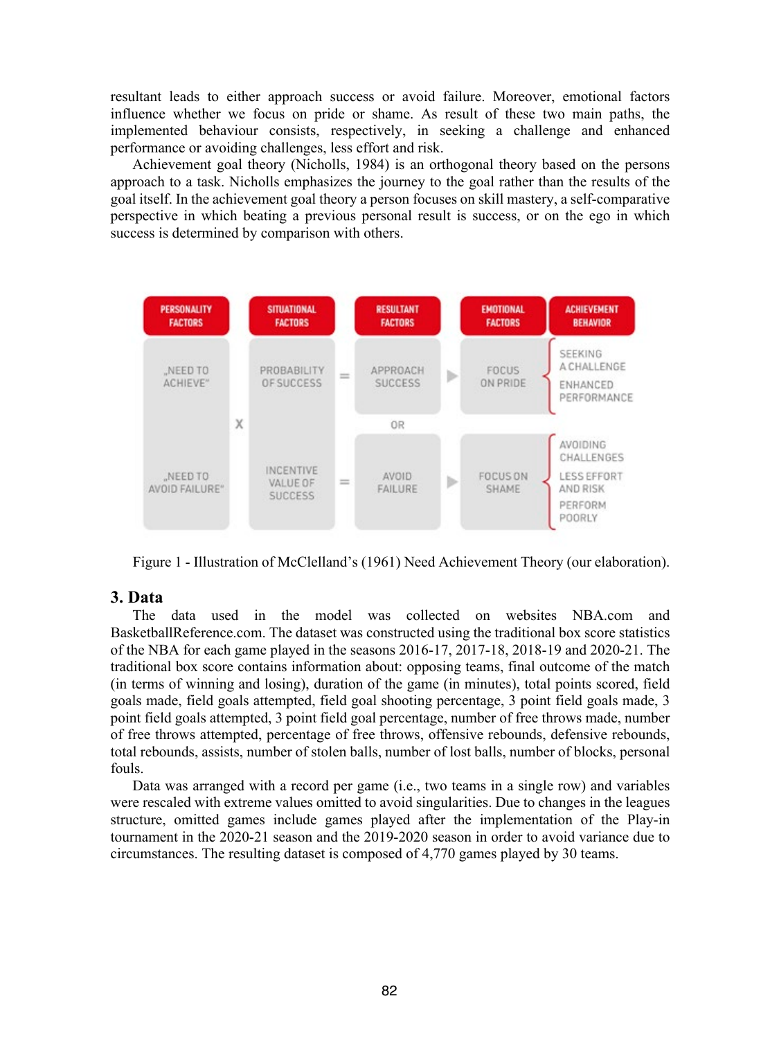resultant leads to either approach success or avoid failure. Moreover, emotional factors influence whether we focus on pride or shame. As result of these two main paths, the implemented behaviour consists, respectively, in seeking a challenge and enhanced performance or avoiding challenges, less effort and risk.

Achievement goal theory (Nicholls, 1984) is an orthogonal theory based on the persons approach to a task. Nicholls emphasizes the journey to the goal rather than the results of the goal itself. In the achievement goal theory a person focuses on skill mastery, a self-comparative perspective in which beating a previous personal result is success, or on the ego in which success is determined by comparison with others.

Figure 1 - Illustration of McClelland's (1961) Need Achievement Theory (our elaboration).

## 3. Data

The data used in the model was collected on websites NBA.com and BasketballReference.com. The dataset was constructed using the traditional box score statistics of the NBA for each game played in the seasons 2016-17, 2017-18, 2018-19 and 2020-21. The traditional box score contains information about: opposing teams, final outcome of the match (in terms of winning and losing), duration of the game (in minutes), total points scored, field goals made, field goals attempted, field goal shooting percentage, 3 point field goals made, 3 point field goals attempted, 3 point field goal percentage, number of free throws made, number of free throws attempted, percentage of free throws, offensive rebounds, defensive rebounds, total rebounds, assists, number of stolen balls, number of lost balls, number of blocks, personal fouls.

Data was arranged with a record per game (i.e., two teams in a single row) and variables were rescaled with extreme values omitted to avoid singularities. Due to changes in the leagues structure, omitted games include games played after the implementation of the Play-in tournament in the 2020-21 season and the 2019-2020 season in order to avoid variance due to circumstances. The resulting dataset is composed of 4,770 games played by 30 teams.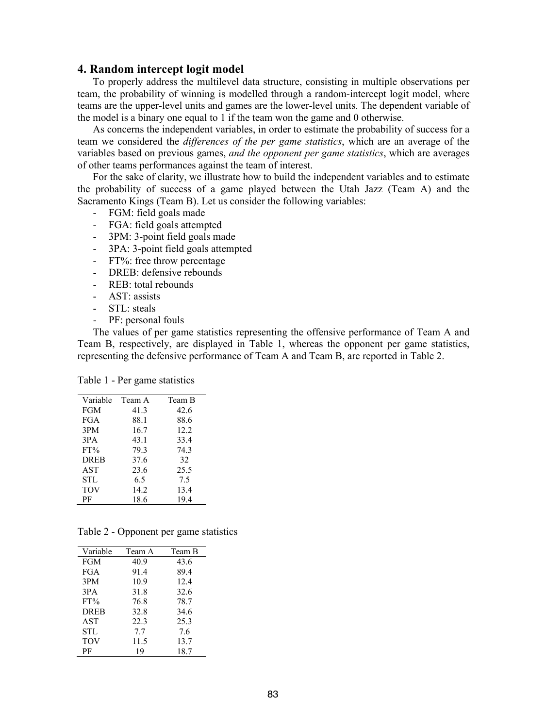## 4. Random intercept logit model

To properly address the multilevel data structure, consisting in multiple observations per team, the probability of winning is modelled through a random-intercept logit model, where teams are the upper-level units and games are the lower-level units. The dependent variable of the model is a binary one equal to 1 if the team won the game and 0 otherwise.

As concerns the independent variables, in order to estimate the probability of success for a team we considered the *differences of the per game statistics*, which are an average of the variables based on previous games, *and the opponent per game statistics*, which are averages of other teams performances against the team of interest.

For the sake of clarity, we illustrate how to build the independent variables and to estimate the probability of success of a game played between the Utah Jazz (Team A) and the Sacramento Kings (Team B). Let us consider the following variables:

- FGM: field goals made
- FGA: field goals attempted
- 3PM: 3-point field goals made
- 3PA: 3-point field goals attempted
- FT%: free throw percentage
- DREB: defensive rebounds
- REB: total rebounds
- AST: assists
- STL: steals
- PF: personal fouls

The values of per game statistics representing the offensive performance of Team A and Team B, respectively, are displayed in Table 1, whereas the opponent per game statistics, representing the defensive performance of Team A and Team B, are reported in Table 2.

Table 1 - Per game statistics

| Variable | Team A | Team B |
|---|---|---|
| FGM | 41.3 | 42.6 |
| FGA | 88.1 | 88.6 |
| 3PM | 16.7 | 12.2 |
| 3PA | 43.1 | 33.4 |
| FT% | 79.3 | 74.3 |
| DREB | 37.6 | 32 |
| AST | 23.6 | 25.5 |
| STL | 6.5 | 7.5 |
| TOV | 14.2 | 13.4 |
| PF | 18.6 | 19.4 |

Table 2 - Opponent per game statistics

| Variable | Team A | Team B |
|---|---|---|
| FGM | 40.9 | 43.6 |
| FGA | 91.4 | 89.4 |
| 3PM | 10.9 | 12.4 |
| 3PA | 31.8 | 32.6 |
| FT% | 76.8 | 78.7 |
| DREB | 32.8 | 34.6 |
| AST | 22.3 | 25.3 |
| STL | 7.7 | 7.6 |
| TOV | 11.5 | 13.7 |
| PF | 19 | 18.7 |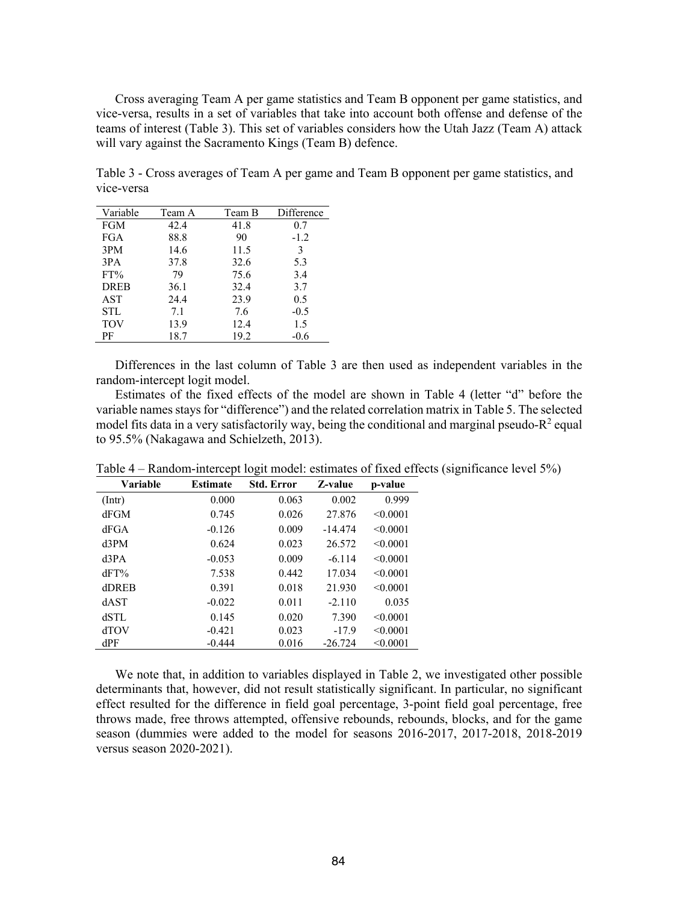Cross averaging Team A per game statistics and Team B opponent per game statistics, and vice-versa, results in a set of variables that take into account both offense and defense of the teams of interest (Table 3). This set of variables considers how the Utah Jazz (Team A) attack will vary against the Sacramento Kings (Team B) defence.

Table 3 - Cross averages of Team A per game and Team B opponent per game statistics, and vice-versa

| Variable | Team A | Team B | Difference |
|---|---|---|---|
| FGM | 42.4 | 41.8 | 0.7 |
| FGA | 88.8 | 90 | -1.2 |
| 3PM | 14.6 | 11.5 | 3 |
| 3PA | 37.8 | 32.6 | 5.3 |
| FT% | 79 | 75.6 | 3.4 |
| DREB | 36.1 | 32.4 | 3.7 |
| AST | 24.4 | 23.9 | 0.5 |
| STL | 7.1 | 7.6 | -0.5 |
| TOV | 13.9 | 12.4 | 1.5 |
| PF | 18.7 | 19.2 | -0.6 |

Differences in the last column of Table 3 are then used as independent variables in the random-intercept logit model.

Estimates of the fixed effects of the model are shown in Table 4 (letter "d" before the variable names stays for "difference") and the related correlation matrix in Table 5. The selected model fits data in a very satisfactorily way, being the conditional and marginal pseudo-$R^2$ equal to 95.5% (Nakagawa and Schielzeth, 2013).

Table 4 – Random-intercept logit model: estimates of fixed effects (significance level 5%)

| Variable | Estimate | Std. Error | Z-value | p-value |
|---|---|---|---|---|
| (Intr) | 0.000 | 0.063 | 0.002 | 0.999 |
| dFGM | 0.745 | 0.026 | 27.876 | <0.0001 |
| dFGA | -0.126 | 0.009 | -14.474 | <0.0001 |
| d3PM | 0.624 | 0.023 | 26.572 | <0.0001 |
| d3PA | -0.053 | 0.009 | -6.114 | <0.0001 |
| dFT% | 7.538 | 0.442 | 17.034 | <0.0001 |
| dDREB | 0.391 | 0.018 | 21.930 | <0.0001 |
| dAST | -0.022 | 0.011 | -2.110 | 0.035 |
| dSTL | 0.145 | 0.020 | 7.390 | <0.0001 |
| dTOV | -0.421 | 0.023 | -17.9 | <0.0001 |
| dPF | -0.444 | 0.016 | -26.724 | <0.0001 |

We note that, in addition to variables displayed in Table 2, we investigated other possible determinants that, however, did not result statistically significant. In particular, no significant effect resulted for the difference in field goal percentage, 3-point field goal percentage, free throws made, free throws attempted, offensive rebounds, rebounds, blocks, and for the game season (dummies were added to the model for seasons 2016-2017, 2017-2018, 2018-2019 versus season 2020-2021).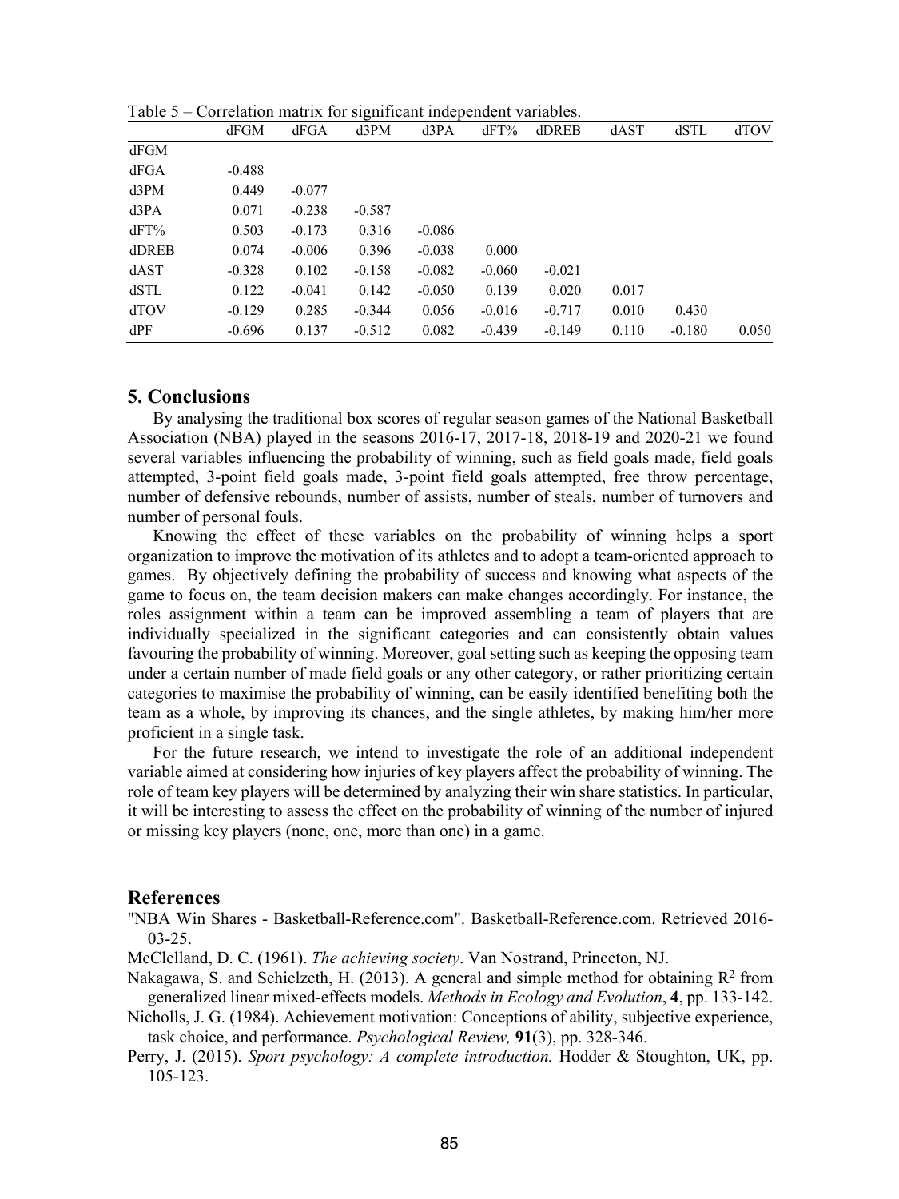Table 5 – Correlation matrix for significant independent variables.

| | dFGM | dFGA | d3PM | d3PA | dFT% | dDREB | dAST | dSTL | dTOV |
|---|---|---|---|---|---|---|---|---|---|
| dFGM | | | | | | | | | |
| dFGA | -0.488 | | | | | | | | |
| d3PM | 0.449 | -0.077 | | | | | | | |
| d3PA | 0.071 | -0.238 | -0.587 | | | | | | |
| dFT% | 0.503 | -0.173 | 0.316 | -0.086 | | | | | |
| dDREB | 0.074 | -0.006 | 0.396 | -0.038 | 0.000 | | | | |
| dAST | -0.328 | 0.102 | -0.158 | -0.082 | -0.060 | -0.021 | | | |
| dSTL | 0.122 | -0.041 | 0.142 | -0.050 | 0.139 | 0.020 | 0.017 | | |
| dTOV | -0.129 | 0.285 | -0.344 | 0.056 | -0.016 | -0.717 | 0.010 | 0.430 | |
| dPF | -0.696 | 0.137 | -0.512 | 0.082 | -0.439 | -0.149 | 0.110 | -0.180 | 0.050 |

## 5. Conclusions

By analysing the traditional box scores of regular season games of the National Basketball Association (NBA) played in the seasons 2016-17, 2017-18, 2018-19 and 2020-21 we found several variables influencing the probability of winning, such as field goals made, field goals attempted, 3-point field goals made, 3-point field goals attempted, free throw percentage, number of defensive rebounds, number of assists, number of steals, number of turnovers and number of personal fouls.

Knowing the effect of these variables on the probability of winning helps a sport organization to improve the motivation of its athletes and to adopt a team-oriented approach to games. By objectively defining the probability of success and knowing what aspects of the game to focus on, the team decision makers can make changes accordingly. For instance, the roles assignment within a team can be improved assembling a team of players that are individually specialized in the significant categories and can consistently obtain values favouring the probability of winning. Moreover, goal setting such as keeping the opposing team under a certain number of made field goals or any other category, or rather prioritizing certain categories to maximise the probability of winning, can be easily identified benefiting both the team as a whole, by improving its chances, and the single athletes, by making him/her more proficient in a single task.

For the future research, we intend to investigate the role of an additional independent variable aimed at considering how injuries of key players affect the probability of winning. The role of team key players will be determined by analyzing their win share statistics. In particular, it will be interesting to assess the effect on the probability of winning of the number of injured or missing key players (none, one, more than one) in a game.

## References

"NBA Win Shares - Basketball-Reference.com". Basketball-Reference.com. Retrieved 2016-03-25.

McClelland, D. C. (1961). *The achieving society*. Van Nostrand, Princeton, NJ.

Nakagawa, S. and Schielzeth, H. (2013). A general and simple method for obtaining $R^2$ from generalized linear mixed-effects models. *Methods in Ecology and Evolution*, **4**, pp. 133-142.

Nicholls, J. G. (1984). Achievement motivation: Conceptions of ability, subjective experience, task choice, and performance. *Psychological Review,* **91**(3), pp. 328-346.

Perry, J. (2015). *Sport psychology: A complete introduction.* Hodder & Stoughton, UK, pp. 105-123.